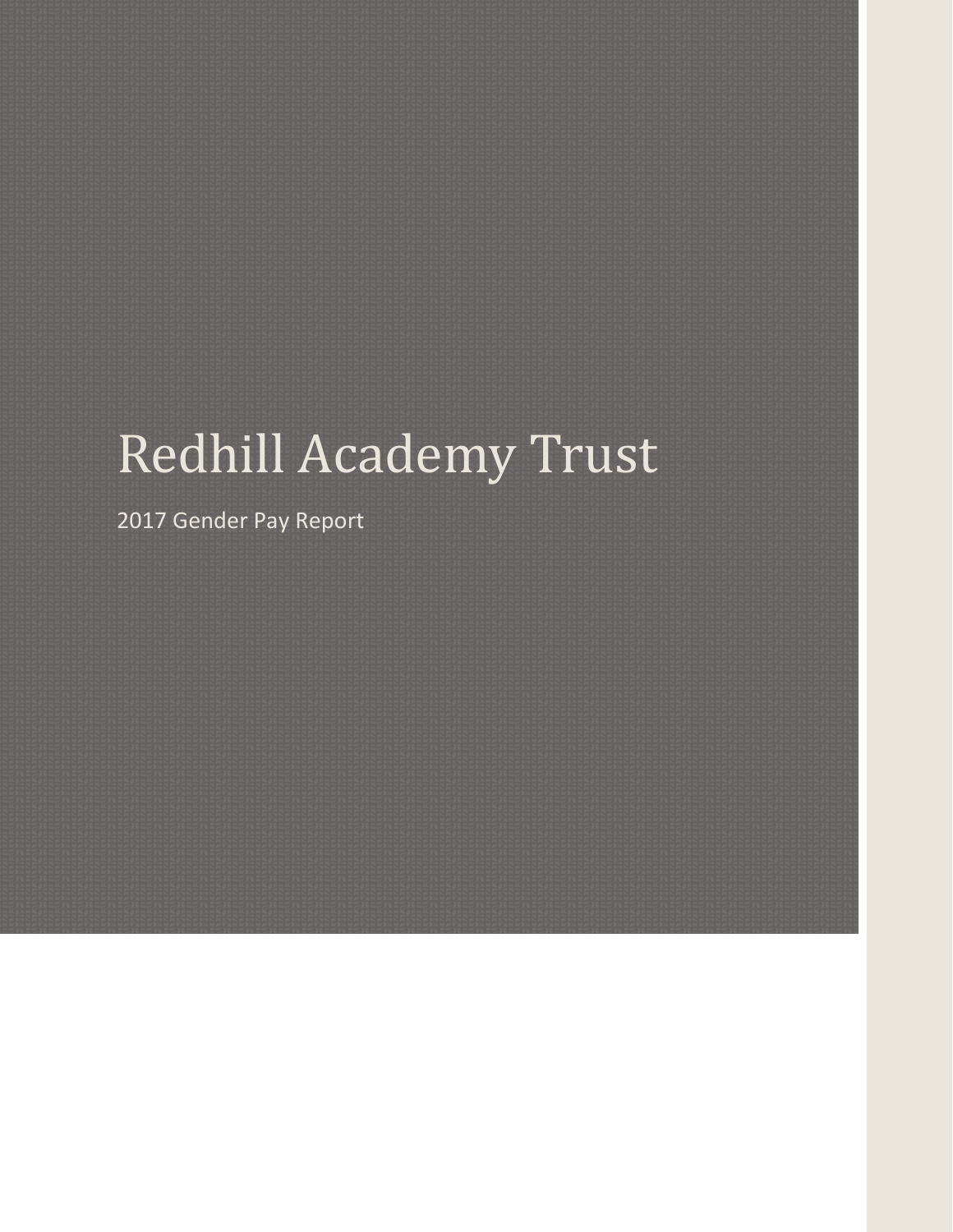# Redhill Academy Trust

2017 Gender Pay Report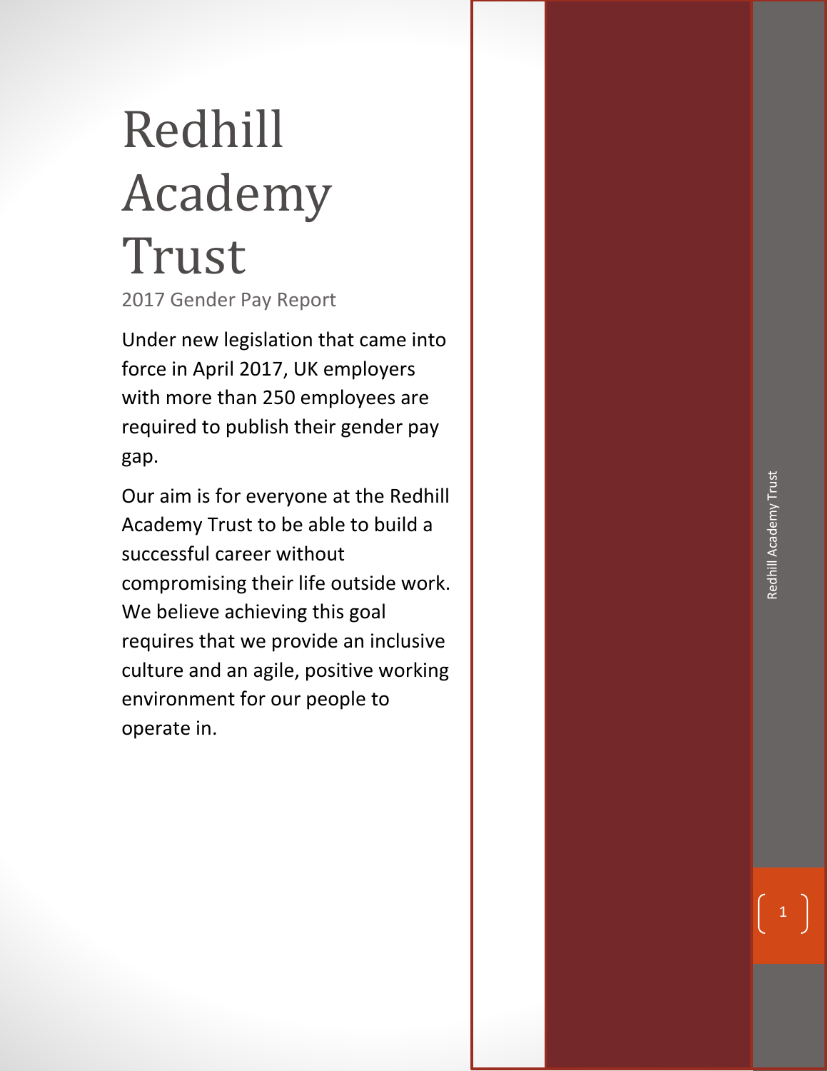# Redhill Academy Trust

2017 Gender Pay Report

Under new legislation that came into force in April 2017, UK employers with more than 250 employees are required to publish their gender pay gap.

Our aim is for everyone at the Redhill Academy Trust to be able to build a successful career without compromising their life outside work. We believe achieving this goal requires that we provide an inclusive culture and an agile, positive working environment for our people to operate in.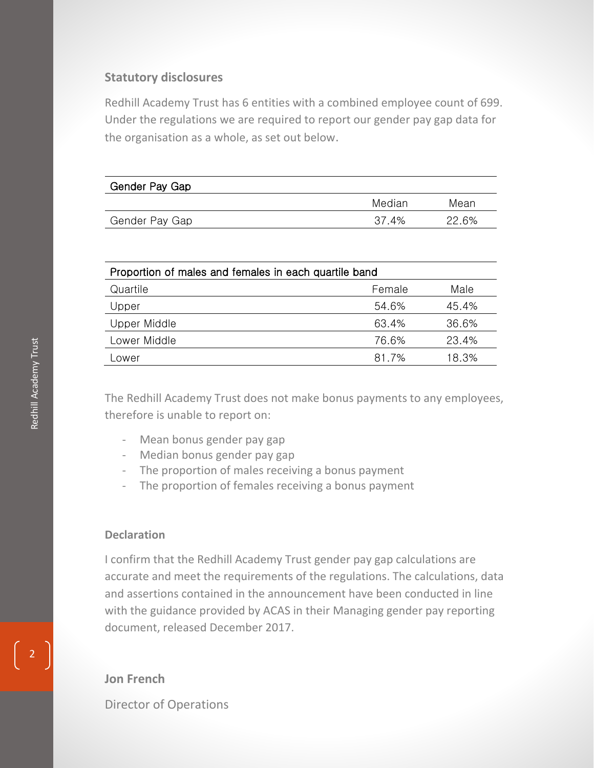## Statutory disclosures

Redhill Academy Trust has 6 entities with a combined employee count of 699. Under the regulations we are required to report our gender pay gap data for the organisation as a whole, as set out below.

| Gender Pay Gap | | |
|---|---|---|
| | Median | Mean |
| Gender Pay Gap | 37.4% | 22.6% |

| Proportion of males and females in each quartile band | | |
|---|---|---|
| Quartile | Female | Male |
| Upper | 54.6% | 45.4% |
| Upper Middle | 63.4% | 36.6% |
| Lower Middle | 76.6% | 23.4% |
| Lower | 81.7% | 18.3% |

The Redhill Academy Trust does not make bonus payments to any employees, therefore is unable to report on:

- Mean bonus gender pay gap
- Median bonus gender pay gap
- The proportion of males receiving a bonus payment
- The proportion of females receiving a bonus payment

## Declaration

I confirm that the Redhill Academy Trust gender pay gap calculations are accurate and meet the requirements of the regulations. The calculations, data and assertions contained in the announcement have been conducted in line with the guidance provided by ACAS in their Managing gender pay reporting document, released December 2017.

**Jon French**

Director of Operations